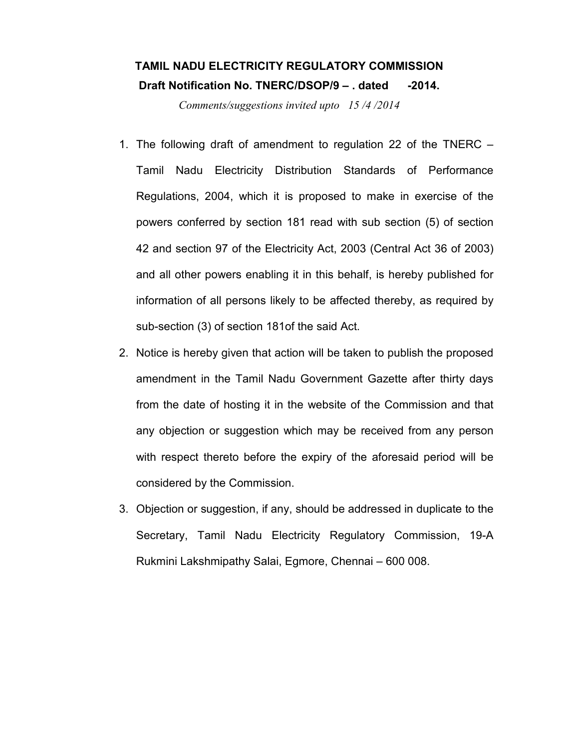**TAMIL NADU ELECTRICITY REGULATORY COMMISSION**

**Draft Notification No. TNERC/DSOP/9 – . dated -2014.**

*Comments/suggestions invited upto 15 /4 /2014*

1. The following draft of amendment to regulation 22 of the TNERC – Tamil Nadu Electricity Distribution Standards of Performance Regulations, 2004, which it is proposed to make in exercise of the powers conferred by section 181 read with sub section (5) of section 42 and section 97 of the Electricity Act, 2003 (Central Act 36 of 2003) and all other powers enabling it in this behalf, is hereby published for information of all persons likely to be affected thereby, as required by sub-section (3) of section 181of the said Act.
2. Notice is hereby given that action will be taken to publish the proposed amendment in the Tamil Nadu Government Gazette after thirty days from the date of hosting it in the website of the Commission and that any objection or suggestion which may be received from any person with respect thereto before the expiry of the aforesaid period will be considered by the Commission.
3. Objection or suggestion, if any, should be addressed in duplicate to the Secretary, Tamil Nadu Electricity Regulatory Commission, 19-A Rukmini Lakshmipathy Salai, Egmore, Chennai – 600 008.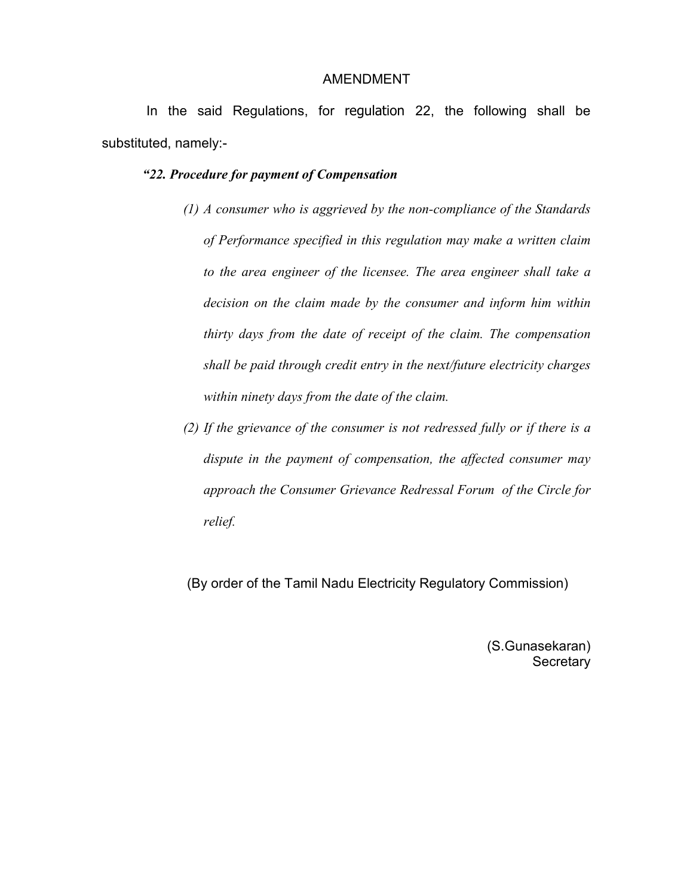## AMENDMENT

In the said Regulations, for regulation 22, the following shall be substituted, namely:-

***"22. Procedure for payment of Compensation***

*(1) A consumer who is aggrieved by the non-compliance of the Standards of Performance specified in this regulation may make a written claim to the area engineer of the licensee. The area engineer shall take a decision on the claim made by the consumer and inform him within thirty days from the date of receipt of the claim. The compensation shall be paid through credit entry in the next/future electricity charges within ninety days from the date of the claim.*

*(2) If the grievance of the consumer is not redressed fully or if there is a dispute in the payment of compensation, the affected consumer may approach the Consumer Grievance Redressal Forum of the Circle for relief.*

(By order of the Tamil Nadu Electricity Regulatory Commission)

(S.Gunasekaran)
Secretary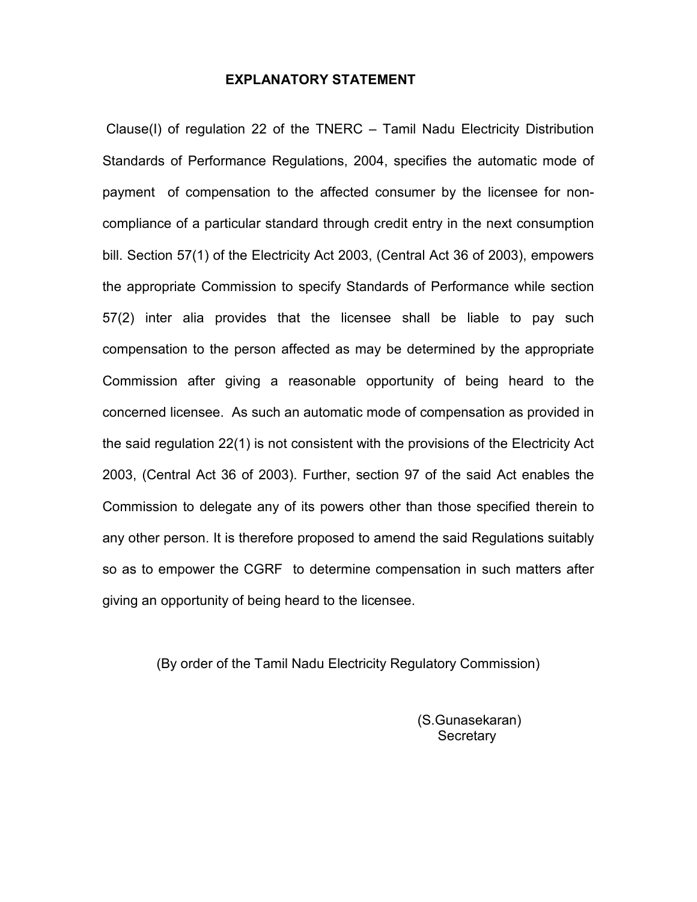## EXPLANATORY STATEMENT

Clause(I) of regulation 22 of the TNERC – Tamil Nadu Electricity Distribution Standards of Performance Regulations, 2004, specifies the automatic mode of payment of compensation to the affected consumer by the licensee for non-compliance of a particular standard through credit entry in the next consumption bill. Section 57(1) of the Electricity Act 2003, (Central Act 36 of 2003), empowers the appropriate Commission to specify Standards of Performance while section 57(2) inter alia provides that the licensee shall be liable to pay such compensation to the person affected as may be determined by the appropriate Commission after giving a reasonable opportunity of being heard to the concerned licensee. As such an automatic mode of compensation as provided in the said regulation 22(1) is not consistent with the provisions of the Electricity Act 2003, (Central Act 36 of 2003). Further, section 97 of the said Act enables the Commission to delegate any of its powers other than those specified therein to any other person. It is therefore proposed to amend the said Regulations suitably so as to empower the CGRF to determine compensation in such matters after giving an opportunity of being heard to the licensee.

(By order of the Tamil Nadu Electricity Regulatory Commission)

(S.Gunasekaran)
Secretary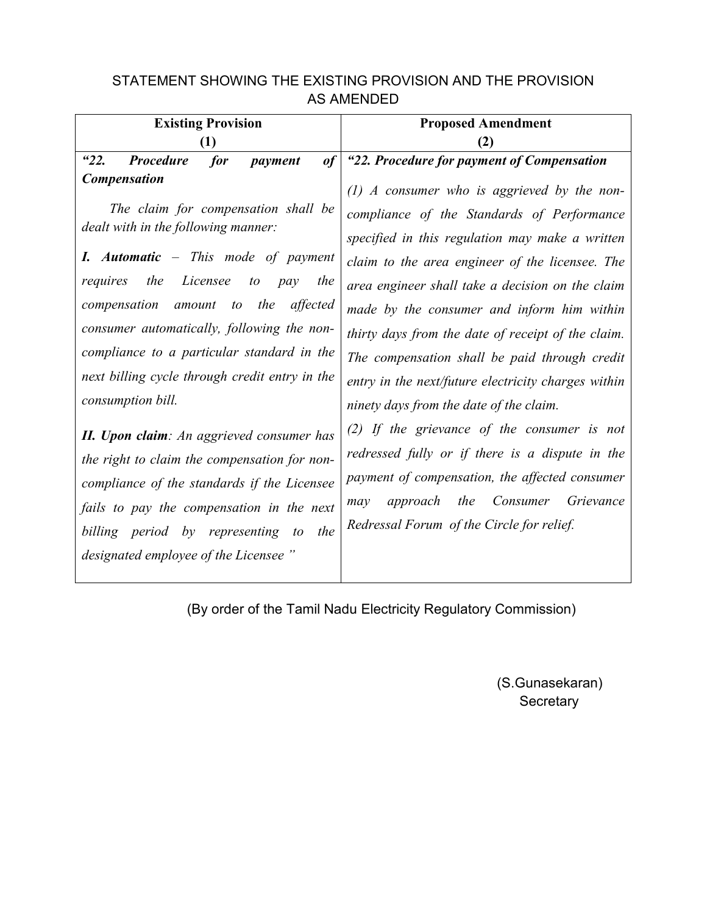STATEMENT SHOWING THE EXISTING PROVISION AND THE PROVISION AS AMENDED

| Existing Provision (1) | Proposed Amendment (2) |
|---|---|
| ***"22. Procedure for payment of Compensation***<br><br>*The claim for compensation shall be dealt with in the following manner:*<br><br>***I. Automatic*** *– This mode of payment requires the Licensee to pay the compensation amount to the affected consumer automatically, following the non-compliance to a particular standard in the next billing cycle through credit entry in the consumption bill.*<br><br>***II. Upon claim****: An aggrieved consumer has the right to claim the compensation for non-compliance of the standards if the Licensee fails to pay the compensation in the next billing period by representing to the designated employee of the Licensee "* | ***"22. Procedure for payment of Compensation***<br><br>*(1) A consumer who is aggrieved by the non-compliance of the Standards of Performance specified in this regulation may make a written claim to the area engineer of the licensee. The area engineer shall take a decision on the claim made by the consumer and inform him within thirty days from the date of receipt of the claim. The compensation shall be paid through credit entry in the next/future electricity charges within ninety days from the date of the claim.*<br>*(2) If the grievance of the consumer is not redressed fully or if there is a dispute in the payment of compensation, the affected consumer may approach the Consumer Grievance Redressal Forum of the Circle for relief.* |

(By order of the Tamil Nadu Electricity Regulatory Commission)

(S.Gunasekaran)
Secretary